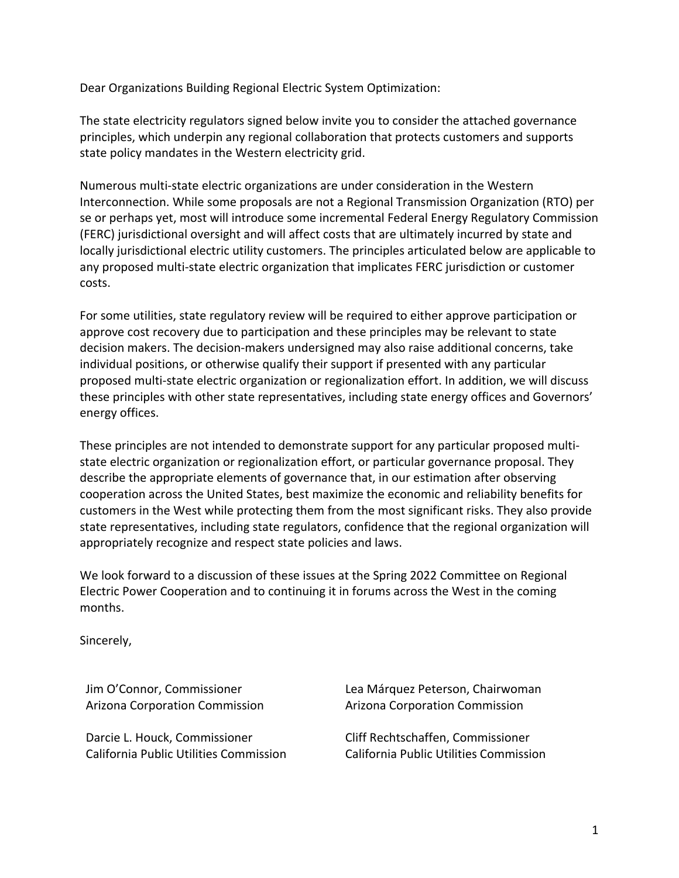Dear Organizations Building Regional Electric System Optimization:

The state electricity regulators signed below invite you to consider the attached governance principles, which underpin any regional collaboration that protects customers and supports state policy mandates in the Western electricity grid.

Numerous multi-state electric organizations are under consideration in the Western Interconnection. While some proposals are not a Regional Transmission Organization (RTO) per se or perhaps yet, most will introduce some incremental Federal Energy Regulatory Commission (FERC) jurisdictional oversight and will affect costs that are ultimately incurred by state and locally jurisdictional electric utility customers. The principles articulated below are applicable to any proposed multi-state electric organization that implicates FERC jurisdiction or customer costs.

For some utilities, state regulatory review will be required to either approve participation or approve cost recovery due to participation and these principles may be relevant to state decision makers. The decision-makers undersigned may also raise additional concerns, take individual positions, or otherwise qualify their support if presented with any particular proposed multi-state electric organization or regionalization effort. In addition, we will discuss these principles with other state representatives, including state energy offices and Governors' energy offices.

These principles are not intended to demonstrate support for any particular proposed multi-state electric organization or regionalization effort, or particular governance proposal. They describe the appropriate elements of governance that, in our estimation after observing cooperation across the United States, best maximize the economic and reliability benefits for customers in the West while protecting them from the most significant risks. They also provide state representatives, including state regulators, confidence that the regional organization will appropriately recognize and respect state policies and laws.

We look forward to a discussion of these issues at the Spring 2022 Committee on Regional Electric Power Cooperation and to continuing it in forums across the West in the coming months.

Sincerely,

Jim O'Connor, Commissioner
Arizona Corporation Commission

Lea Márquez Peterson, Chairwoman
Arizona Corporation Commission

Darcie L. Houck, Commissioner
California Public Utilities Commission

Cliff Rechtschaffen, Commissioner
California Public Utilities Commission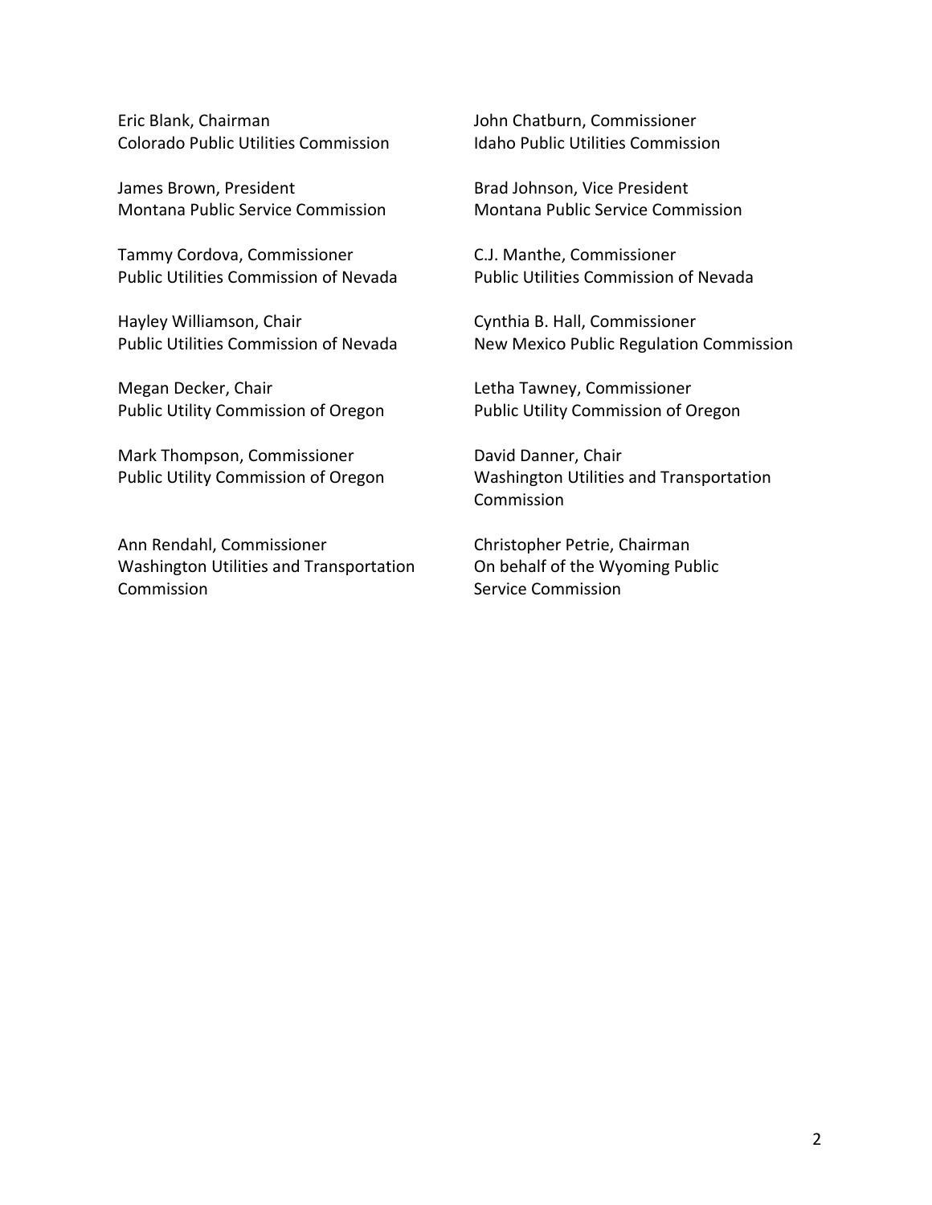Eric Blank, Chairman
Colorado Public Utilities Commission

John Chatburn, Commissioner
Idaho Public Utilities Commission

James Brown, President
Montana Public Service Commission

Brad Johnson, Vice President
Montana Public Service Commission

Tammy Cordova, Commissioner
Public Utilities Commission of Nevada

C.J. Manthe, Commissioner
Public Utilities Commission of Nevada

Hayley Williamson, Chair
Public Utilities Commission of Nevada

Cynthia B. Hall, Commissioner
New Mexico Public Regulation Commission

Megan Decker, Chair
Public Utility Commission of Oregon

Letha Tawney, Commissioner
Public Utility Commission of Oregon

Mark Thompson, Commissioner
Public Utility Commission of Oregon

David Danner, Chair
Washington Utilities and Transportation Commission

Ann Rendahl, Commissioner
Washington Utilities and Transportation Commission

Christopher Petrie, Chairman
On behalf of the Wyoming Public Service Commission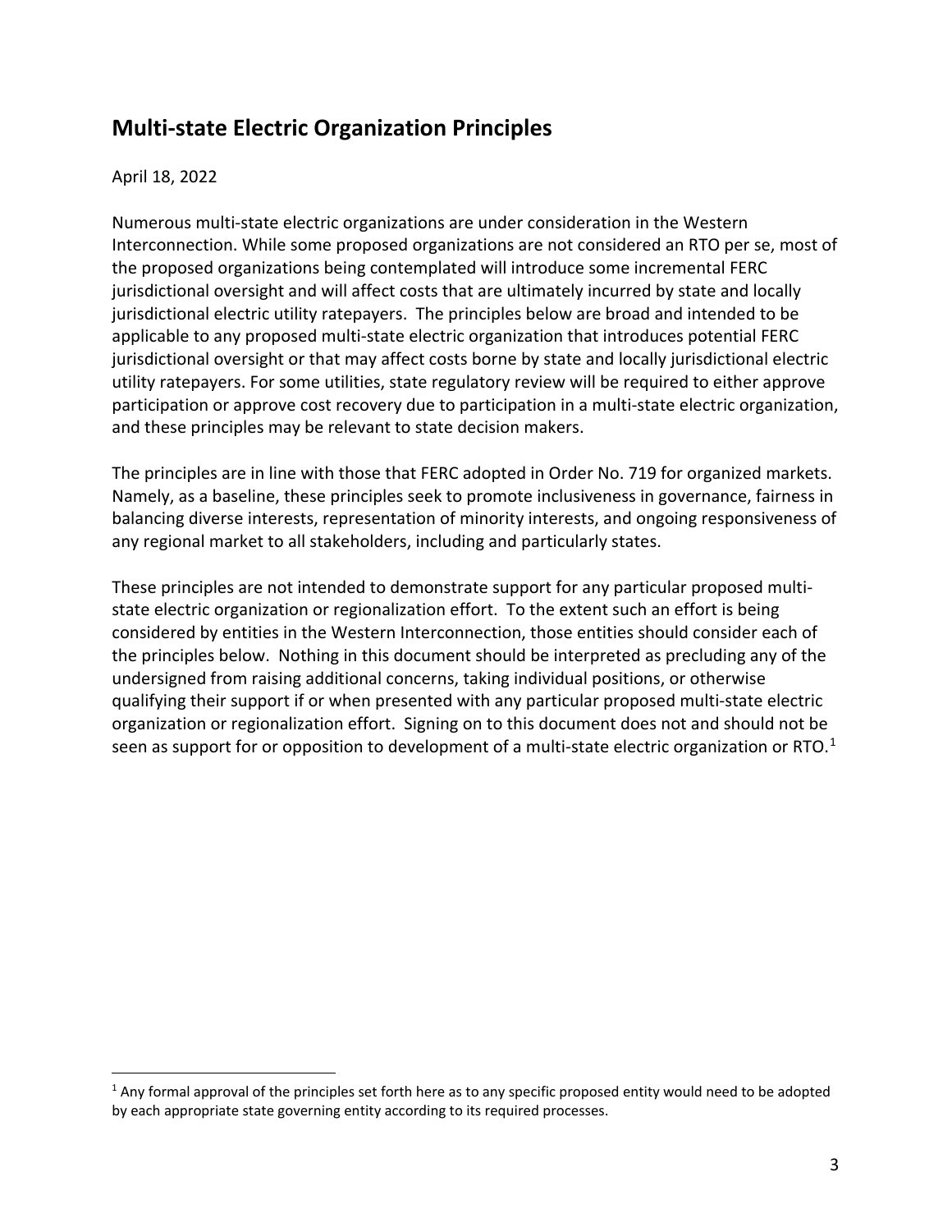## Multi-state Electric Organization Principles

April 18, 2022

Numerous multi-state electric organizations are under consideration in the Western Interconnection. While some proposed organizations are not considered an RTO per se, most of the proposed organizations being contemplated will introduce some incremental FERC jurisdictional oversight and will affect costs that are ultimately incurred by state and locally jurisdictional electric utility ratepayers. The principles below are broad and intended to be applicable to any proposed multi-state electric organization that introduces potential FERC jurisdictional oversight or that may affect costs borne by state and locally jurisdictional electric utility ratepayers. For some utilities, state regulatory review will be required to either approve participation or approve cost recovery due to participation in a multi-state electric organization, and these principles may be relevant to state decision makers.

The principles are in line with those that FERC adopted in Order No. 719 for organized markets. Namely, as a baseline, these principles seek to promote inclusiveness in governance, fairness in balancing diverse interests, representation of minority interests, and ongoing responsiveness of any regional market to all stakeholders, including and particularly states.

These principles are not intended to demonstrate support for any particular proposed multi-state electric organization or regionalization effort. To the extent such an effort is being considered by entities in the Western Interconnection, those entities should consider each of the principles below. Nothing in this document should be interpreted as precluding any of the undersigned from raising additional concerns, taking individual positions, or otherwise qualifying their support if or when presented with any particular proposed multi-state electric organization or regionalization effort. Signing on to this document does not and should not be seen as support for or opposition to development of a multi-state electric organization or RTO.[1]

[1] Any formal approval of the principles set forth here as to any specific proposed entity would need to be adopted by each appropriate state governing entity according to its required processes.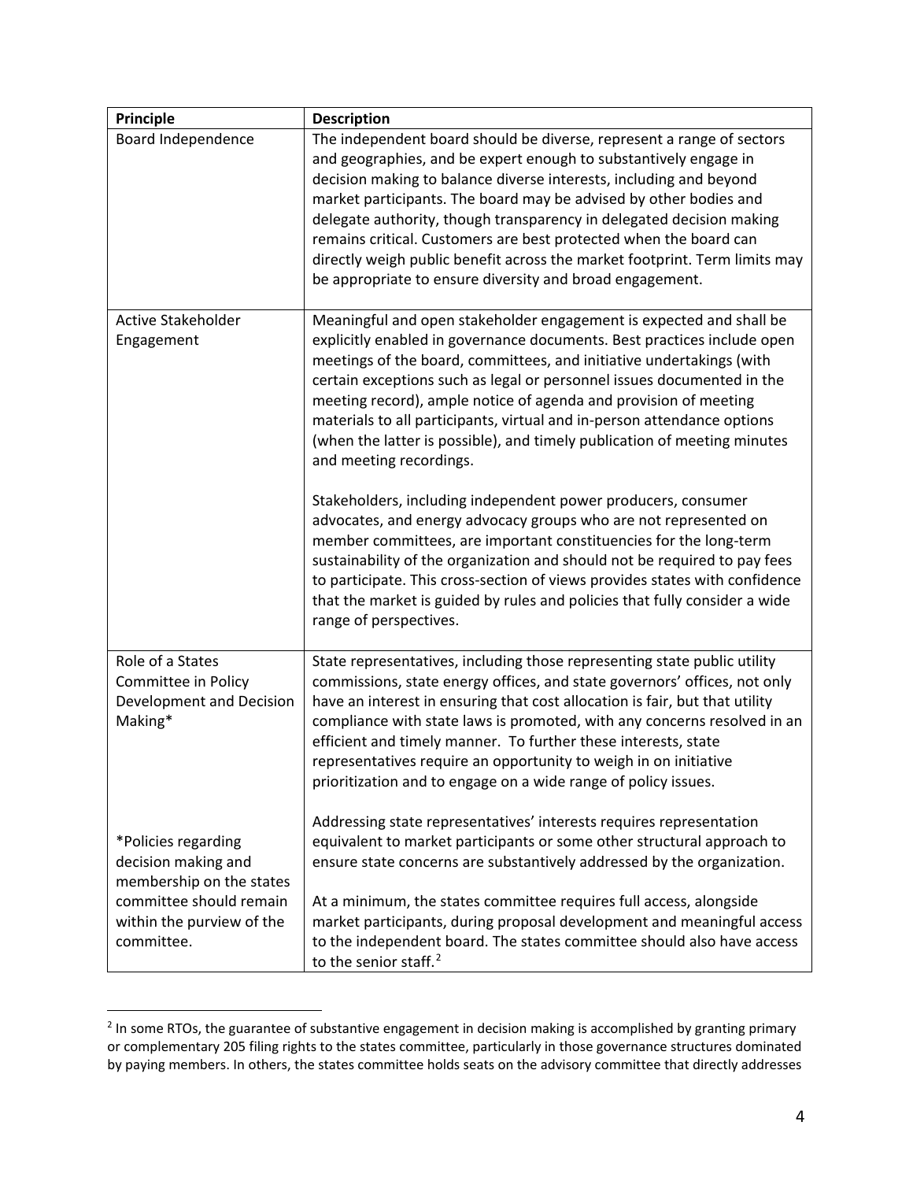| Principle | Description |
| --- | --- |
| Board Independence | The independent board should be diverse, represent a range of sectors and geographies, and be expert enough to substantively engage in decision making to balance diverse interests, including and beyond market participants. The board may be advised by other bodies and delegate authority, though transparency in delegated decision making remains critical. Customers are best protected when the board can directly weigh public benefit across the market footprint. Term limits may be appropriate to ensure diversity and broad engagement. |
| Active Stakeholder Engagement | Meaningful and open stakeholder engagement is expected and shall be explicitly enabled in governance documents. Best practices include open meetings of the board, committees, and initiative undertakings (with certain exceptions such as legal or personnel issues documented in the meeting record), ample notice of agenda and provision of meeting materials to all participants, virtual and in-person attendance options (when the latter is possible), and timely publication of meeting minutes and meeting recordings.<br><br>Stakeholders, including independent power producers, consumer advocates, and energy advocacy groups who are not represented on member committees, are important constituencies for the long-term sustainability of the organization and should not be required to pay fees to participate. This cross-section of views provides states with confidence that the market is guided by rules and policies that fully consider a wide range of perspectives. |
| Role of a States Committee in Policy Development and Decision Making*<br><br>*Policies regarding decision making and membership on the states committee should remain within the purview of the committee. | State representatives, including those representing state public utility commissions, state energy offices, and state governors' offices, not only have an interest in ensuring that cost allocation is fair, but that utility compliance with state laws is promoted, with any concerns resolved in an efficient and timely manner. To further these interests, state representatives require an opportunity to weigh in on initiative prioritization and to engage on a wide range of policy issues.<br><br>Addressing state representatives' interests requires representation equivalent to market participants or some other structural approach to ensure state concerns are substantively addressed by the organization.<br><br>At a minimum, the states committee requires full access, alongside market participants, during proposal development and meaningful access to the independent board. The states committee should also have access to the senior staff.[2] |

[2] In some RTOs, the guarantee of substantive engagement in decision making is accomplished by granting primary or complementary 205 filing rights to the states committee, particularly in those governance structures dominated by paying members. In others, the states committee holds seats on the advisory committee that directly addresses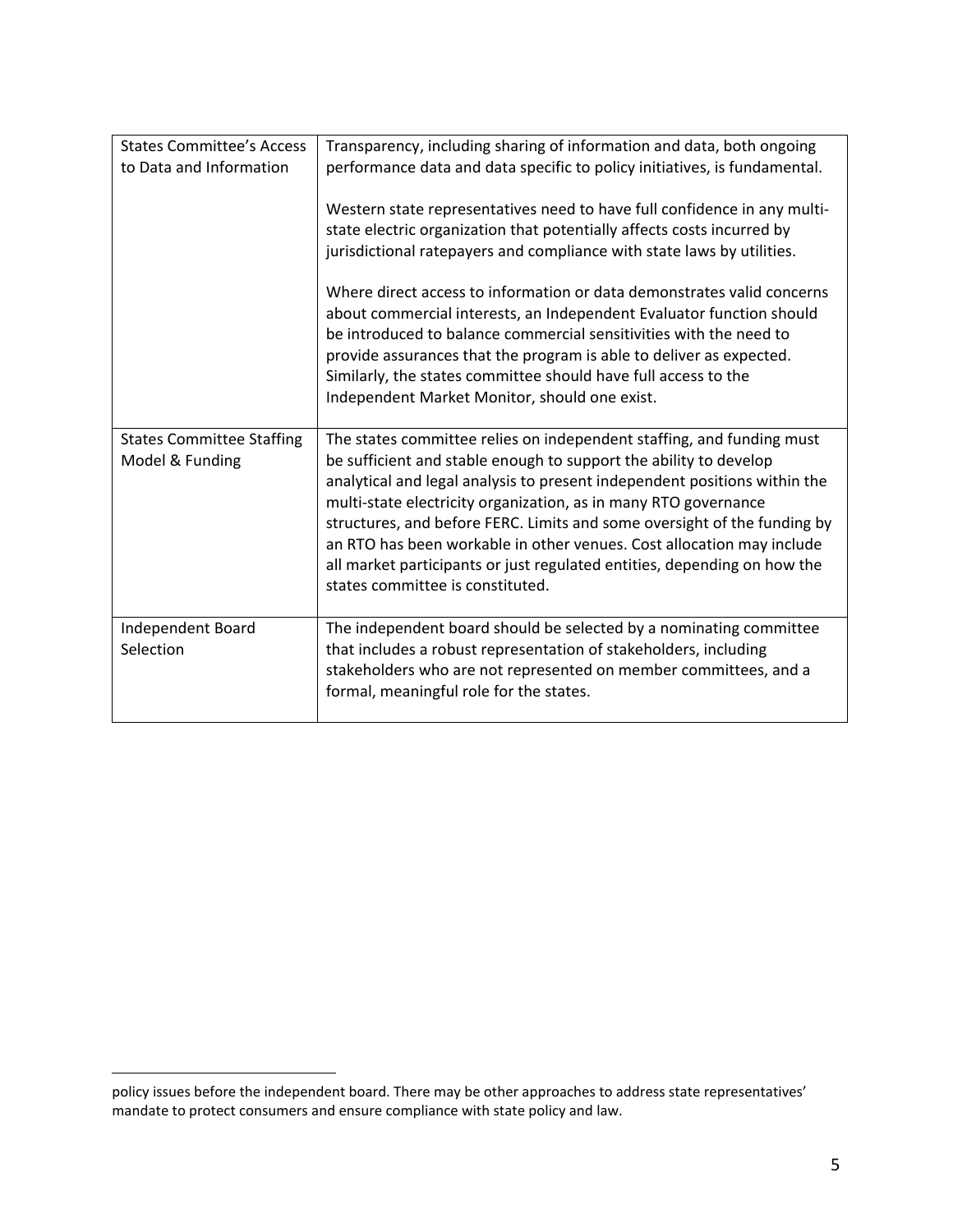| | |
|---|---|
| States Committee's Access to Data and Information | Transparency, including sharing of information and data, both ongoing performance data and data specific to policy initiatives, is fundamental.<br><br>Western state representatives need to have full confidence in any multi-state electric organization that potentially affects costs incurred by jurisdictional ratepayers and compliance with state laws by utilities.<br><br>Where direct access to information or data demonstrates valid concerns about commercial interests, an Independent Evaluator function should be introduced to balance commercial sensitivities with the need to provide assurances that the program is able to deliver as expected. Similarly, the states committee should have full access to the Independent Market Monitor, should one exist. |
| States Committee Staffing Model & Funding | The states committee relies on independent staffing, and funding must be sufficient and stable enough to support the ability to develop analytical and legal analysis to present independent positions within the multi-state electricity organization, as in many RTO governance structures, and before FERC. Limits and some oversight of the funding by an RTO has been workable in other venues. Cost allocation may include all market participants or just regulated entities, depending on how the states committee is constituted. |
| Independent Board Selection | The independent board should be selected by a nominating committee that includes a robust representation of stakeholders, including stakeholders who are not represented on member committees, and a formal, meaningful role for the states. |

policy issues before the independent board. There may be other approaches to address state representatives' mandate to protect consumers and ensure compliance with state policy and law.